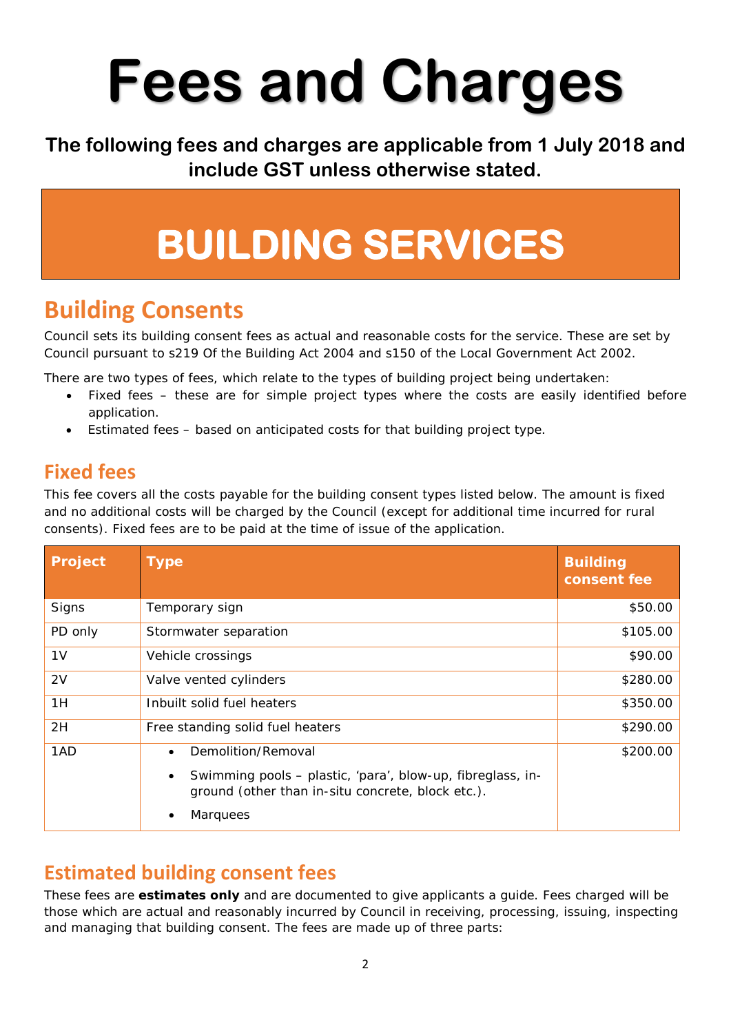# Fees and Charges

**The following fees and charges are applicable from 1 July 2018 and include GST unless otherwise stated.**

# BUILDING SERVICES

## Building Consents

Council sets its building consent fees as actual and reasonable costs for the service. These are set by Council pursuant to s219 Of the Building Act 2004 and s150 of the Local Government Act 2002.

There are two types of fees, which relate to the types of building project being undertaken:

- Fixed fees – these are for simple project types where the costs are easily identified before application.
- Estimated fees – based on anticipated costs for that building project type.

### Fixed fees

This fee covers all the costs payable for the building consent types listed below. The amount is fixed and no additional costs will be charged by the Council (except for additional time incurred for rural consents). Fixed fees are to be paid at the time of issue of the application.

| Project | Type | Building consent fee |
|---|---|---|
| Signs | Temporary sign | $50.00 |
| PD only | Stormwater separation | $105.00 |
| 1V | Vehicle crossings | $90.00 |
| 2V | Valve vented cylinders | $280.00 |
| 1H | Inbuilt solid fuel heaters | $350.00 |
| 2H | Free standing solid fuel heaters | $290.00 |
| 1AD | • Demolition/Removal<br>• Swimming pools – plastic, 'para', blow-up, fibreglass, in-ground (other than in-situ concrete, block etc.).<br>• Marquees | $200.00 |

### Estimated building consent fees

These fees are **estimates only** and are documented to give applicants a guide. Fees charged will be those which are actual and reasonably incurred by Council in receiving, processing, issuing, inspecting and managing that building consent. The fees are made up of three parts: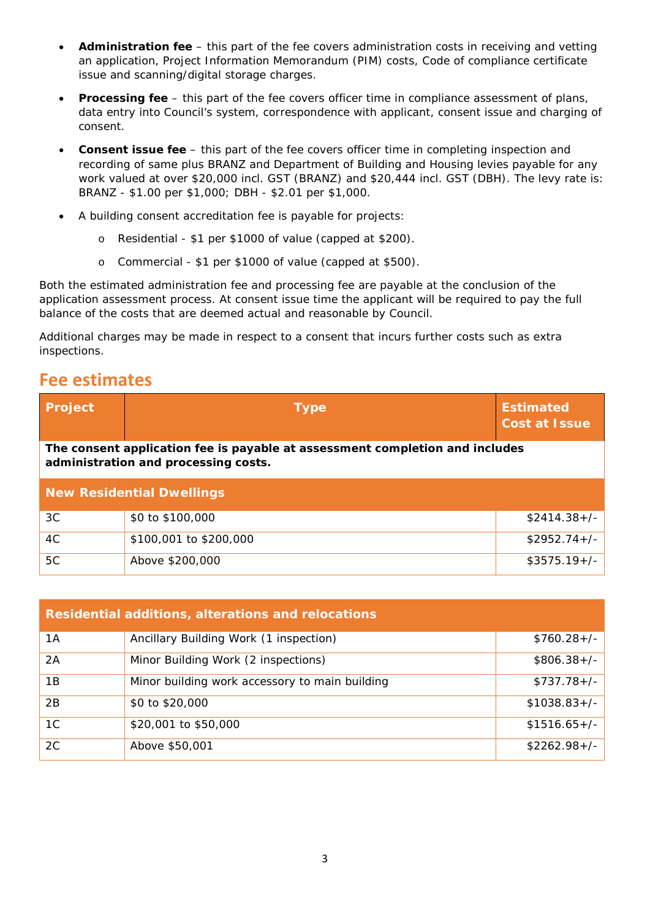- **Administration fee** – this part of the fee covers administration costs in receiving and vetting an application, Project Information Memorandum (PIM) costs, Code of compliance certificate issue and scanning/digital storage charges.

- **Processing fee** – this part of the fee covers officer time in compliance assessment of plans, data entry into Council's system, correspondence with applicant, consent issue and charging of consent.

- **Consent issue fee** – this part of the fee covers officer time in completing inspection and recording of same plus BRANZ and Department of Building and Housing levies payable for any work valued at over $20,000 incl. GST (BRANZ) and $20,444 incl. GST (DBH). The levy rate is: BRANZ - $1.00 per $1,000; DBH - $2.01 per $1,000.

- A building consent accreditation fee is payable for projects:
  - Residential - $1 per $1000 of value (capped at $200).
  - Commercial - $1 per $1000 of value (capped at $500).

Both the estimated administration fee and processing fee are payable at the conclusion of the application assessment process. At consent issue time the applicant will be required to pay the full balance of the costs that are deemed actual and reasonable by Council.

Additional charges may be made in respect to a consent that incurs further costs such as extra inspections.

## Fee estimates

| Project | Type | Estimated Cost at Issue |
|---|---|---|
| **The consent application fee is payable at assessment completion and includes administration and processing costs.** | | |
| **New Residential Dwellings** | | |
| 3C | $0 to $100,000 | $2414.38+/- |
| 4C | $100,001 to $200,000 | $2952.74+/- |
| 5C | Above $200,000 | $3575.19+/- |

| **Residential additions, alterations and relocations** | | |
|---|---|---|
| 1A | Ancillary Building Work (1 inspection) | $760.28+/- |
| 2A | Minor Building Work (2 inspections) | $806.38+/- |
| 1B | Minor building work accessory to main building | $737.78+/- |
| 2B | $0 to $20,000 | $1038.83+/- |
| 1C | $20,001 to $50,000 | $1516.65+/- |
| 2C | Above $50,001 | $2262.98+/- |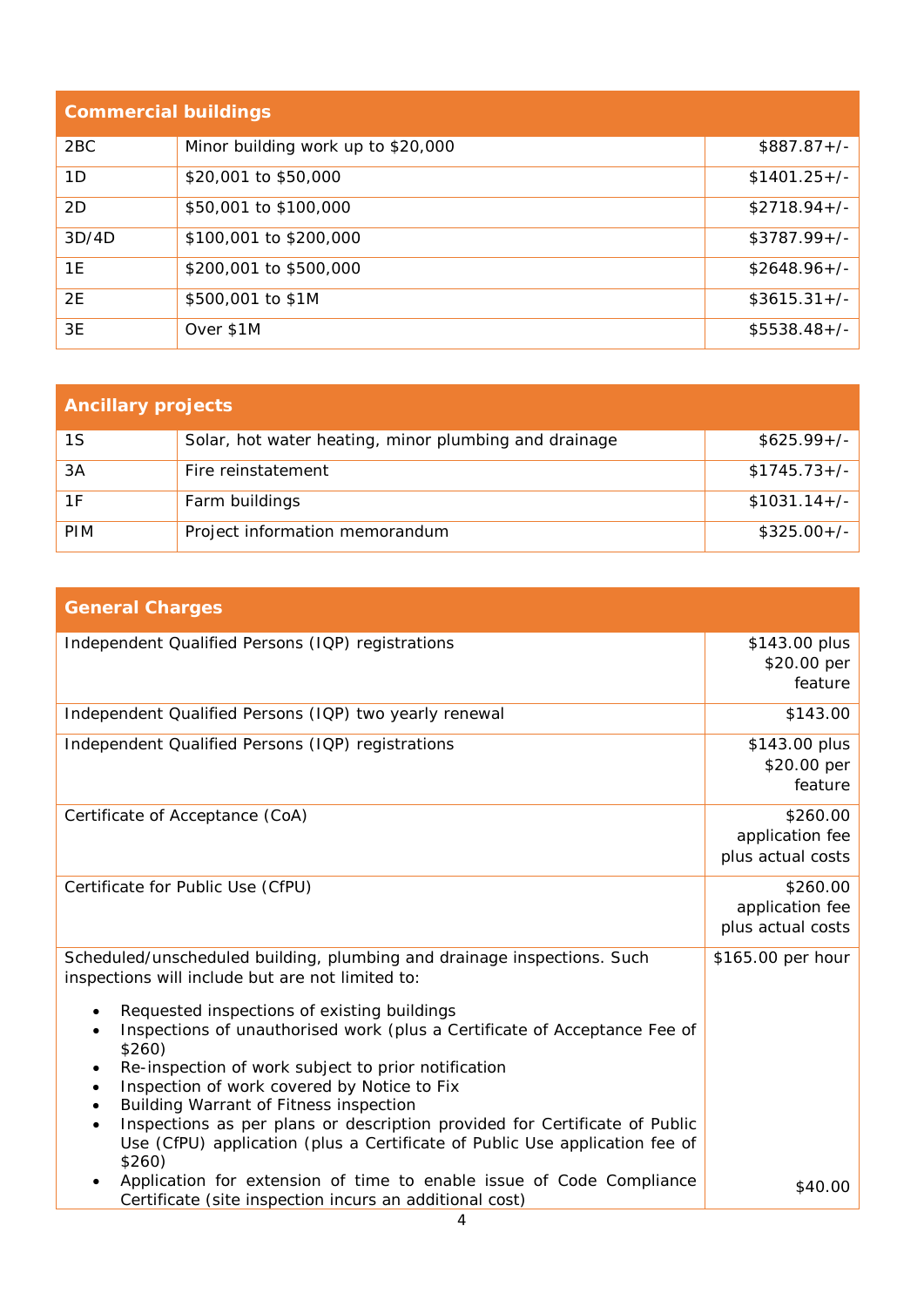| Commercial buildings | | |
|---|---|---|
| 2BC | Minor building work up to $20,000 | $887.87+/- |
| 1D | $20,001 to $50,000 | $1401.25+/- |
| 2D | $50,001 to $100,000 | $2718.94+/- |
| 3D/4D | $100,001 to $200,000 | $3787.99+/- |
| 1E | $200,001 to $500,000 | $2648.96+/- |
| 2E | $500,001 to $1M | $3615.31+/- |
| 3E | Over $1M | $5538.48+/- |

| Ancillary projects | | |
|---|---|---|
| 1S | Solar, hot water heating, minor plumbing and drainage | $625.99+/- |
| 3A | Fire reinstatement | $1745.73+/- |
| 1F | Farm buildings | $1031.14+/- |
| PIM | Project information memorandum | $325.00+/- |

| General Charges | |
|---|---|
| Independent Qualified Persons (IQP) registrations | $143.00 plus $20.00 per feature |
| Independent Qualified Persons (IQP) two yearly renewal | $143.00 |
| Independent Qualified Persons (IQP) registrations | $143.00 plus $20.00 per feature |
| Certificate of Acceptance (CoA) | $260.00 application fee plus actual costs |
| Certificate for Public Use (CfPU) | $260.00 application fee plus actual costs |
| Scheduled/unscheduled building, plumbing and drainage inspections. Such inspections will include but are not limited to:<br>• Requested inspections of existing buildings<br>• Inspections of unauthorised work (plus a Certificate of Acceptance Fee of $260)<br>• Re-inspection of work subject to prior notification<br>• Inspection of work covered by Notice to Fix<br>• Building Warrant of Fitness inspection<br>• Inspections as per plans or description provided for Certificate of Public Use (CfPU) application (plus a Certificate of Public Use application fee of $260) | $165.00 per hour |
| • Application for extension of time to enable issue of Code Compliance Certificate (site inspection incurs an additional cost) | $40.00 |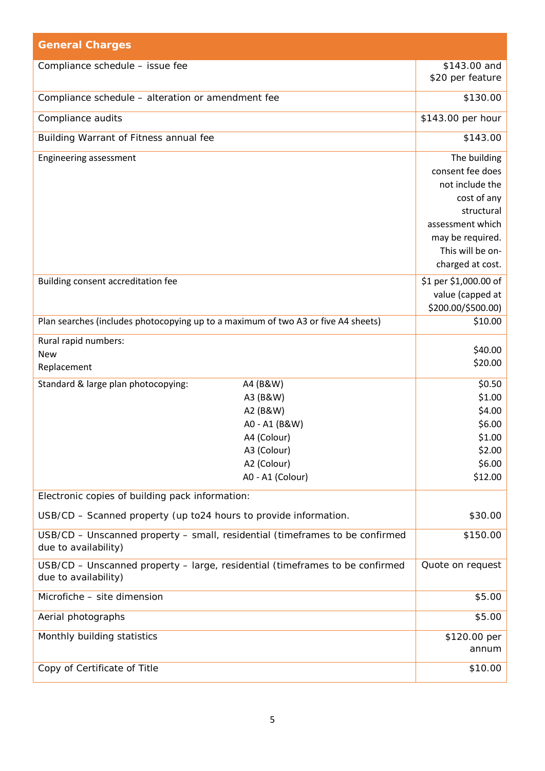| General Charges | |
|---|---|
| Compliance schedule – issue fee | $143.00 and $20 per feature |
| Compliance schedule – alteration or amendment fee | $130.00 |
| Compliance audits | $143.00 per hour |
| Building Warrant of Fitness annual fee | $143.00 |
| Engineering assessment | The building consent fee does not include the cost of any structural assessment which may be required. This will be on-charged at cost. |
| Building consent accreditation fee | $1 per $1,000.00 of value (capped at $200.00/$500.00) |
| Plan searches (includes photocopying up to a maximum of two A3 or five A4 sheets) | $10.00 |
| Rural rapid numbers:<br>New<br>Replacement | <br>$40.00<br>$20.00 |
| Standard & large plan photocopying: A4 (B&W)<br>A3 (B&W)<br>A2 (B&W)<br>A0 - A1 (B&W)<br>A4 (Colour)<br>A3 (Colour)<br>A2 (Colour)<br>A0 - A1 (Colour) | $0.50<br>$1.00<br>$4.00<br>$6.00<br>$1.00<br>$2.00<br>$6.00<br>$12.00 |
| Electronic copies of building pack information:<br>USB/CD – Scanned property (up to24 hours to provide information. | <br>$30.00 |
| USB/CD – Unscanned property – small, residential (timeframes to be confirmed due to availability) | $150.00 |
| USB/CD – Unscanned property – large, residential (timeframes to be confirmed due to availability) | Quote on request |
| Microfiche – site dimension | $5.00 |
| Aerial photographs | $5.00 |
| Monthly building statistics | $120.00 per annum |
| Copy of Certificate of Title | $10.00 |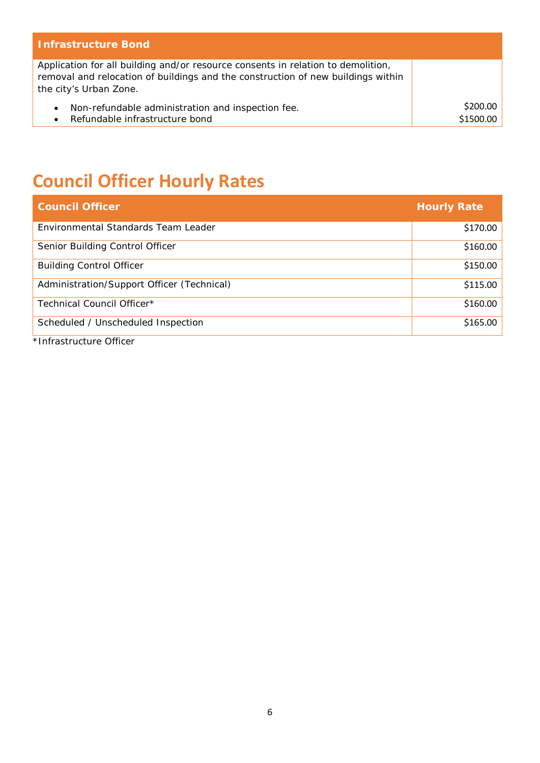| Infrastructure Bond | |
|---|---|
| Application for all building and/or resource consents in relation to demolition, removal and relocation of buildings and the construction of new buildings within the city's Urban Zone.<br>• Non-refundable administration and inspection fee.<br>• Refundable infrastructure bond | <br><br>$200.00<br>$1500.00 |

# Council Officer Hourly Rates

| Council Officer | Hourly Rate |
|---|---|
| Environmental Standards Team Leader | $170.00 |
| Senior Building Control Officer | $160.00 |
| Building Control Officer | $150.00 |
| Administration/Support Officer (Technical) | $115.00 |
| Technical Council Officer* | $160.00 |
| Scheduled / Unscheduled Inspection | $165.00 |

*Infrastructure Officer